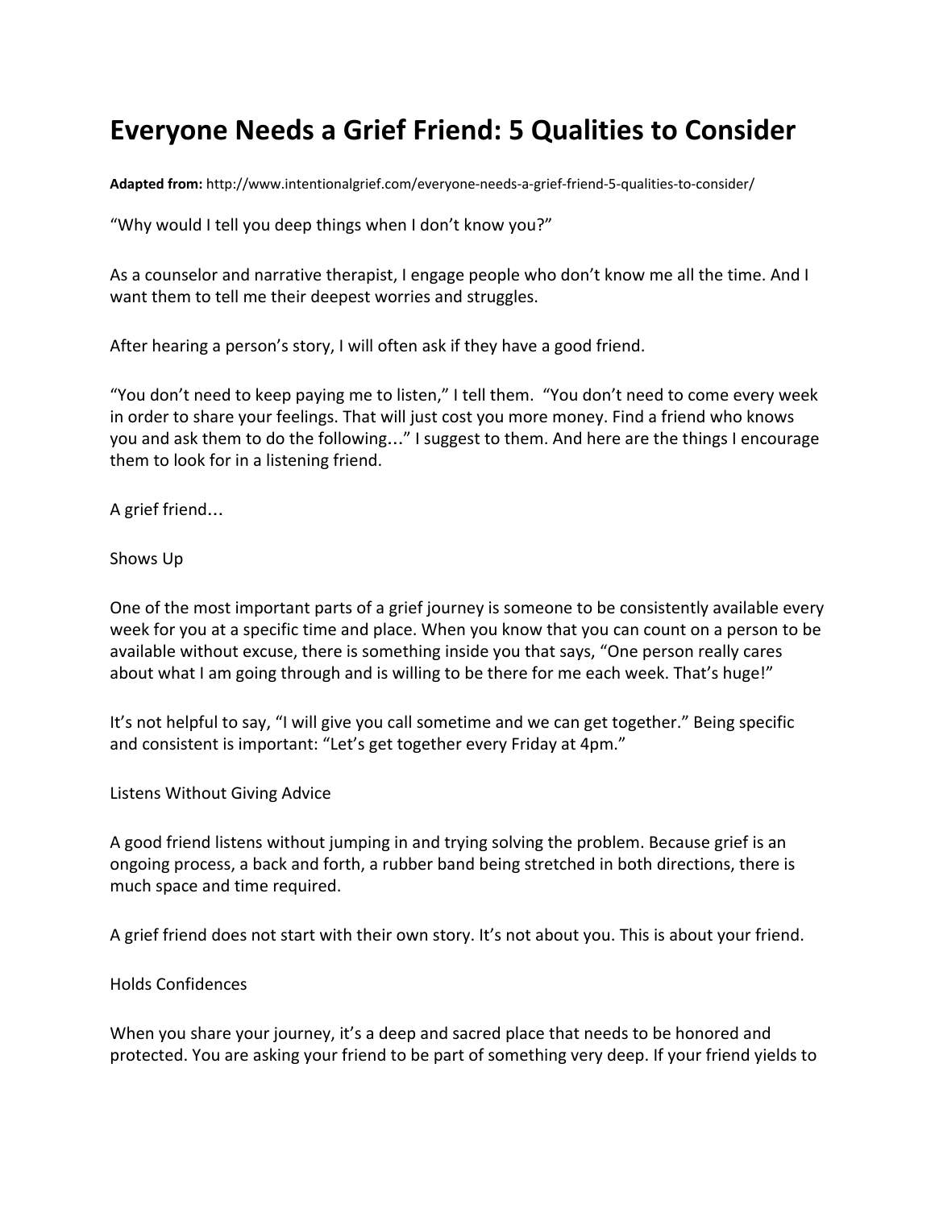# Everyone Needs a Grief Friend: 5 Qualities to Consider

**Adapted from:** http://www.intentionalgrief.com/everyone-needs-a-grief-friend-5-qualities-to-consider/

"Why would I tell you deep things when I don't know you?"

As a counselor and narrative therapist, I engage people who don't know me all the time. And I want them to tell me their deepest worries and struggles.

After hearing a person's story, I will often ask if they have a good friend.

"You don't need to keep paying me to listen," I tell them. "You don't need to come every week in order to share your feelings. That will just cost you more money. Find a friend who knows you and ask them to do the following…" I suggest to them. And here are the things I encourage them to look for in a listening friend.

A grief friend…

Shows Up

One of the most important parts of a grief journey is someone to be consistently available every week for you at a specific time and place. When you know that you can count on a person to be available without excuse, there is something inside you that says, "One person really cares about what I am going through and is willing to be there for me each week. That's huge!"

It's not helpful to say, "I will give you call sometime and we can get together." Being specific and consistent is important: "Let's get together every Friday at 4pm."

Listens Without Giving Advice

A good friend listens without jumping in and trying solving the problem. Because grief is an ongoing process, a back and forth, a rubber band being stretched in both directions, there is much space and time required.

A grief friend does not start with their own story. It's not about you. This is about your friend.

Holds Confidences

When you share your journey, it's a deep and sacred place that needs to be honored and protected. You are asking your friend to be part of something very deep. If your friend yields to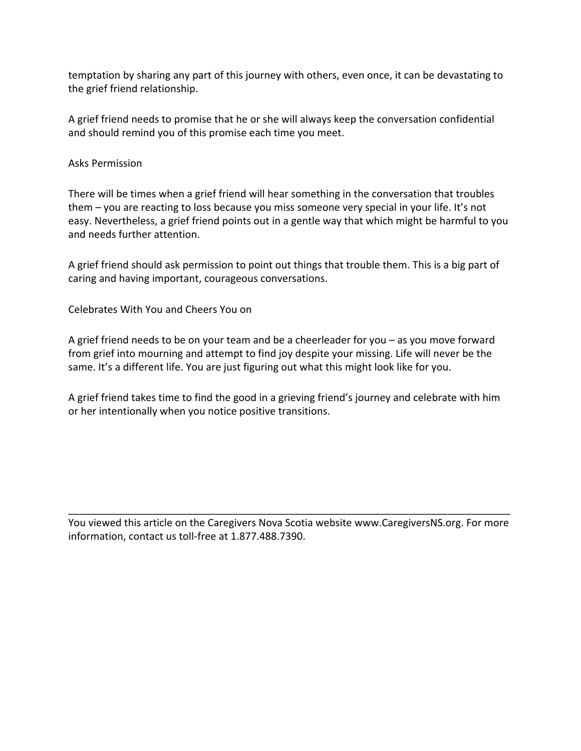temptation by sharing any part of this journey with others, even once, it can be devastating to the grief friend relationship.

A grief friend needs to promise that he or she will always keep the conversation confidential and should remind you of this promise each time you meet.

### Asks Permission

There will be times when a grief friend will hear something in the conversation that troubles them – you are reacting to loss because you miss someone very special in your life. It's not easy. Nevertheless, a grief friend points out in a gentle way that which might be harmful to you and needs further attention.

A grief friend should ask permission to point out things that trouble them. This is a big part of caring and having important, courageous conversations.

### Celebrates With You and Cheers You on

A grief friend needs to be on your team and be a cheerleader for you – as you move forward from grief into mourning and attempt to find joy despite your missing. Life will never be the same. It's a different life. You are just figuring out what this might look like for you.

A grief friend takes time to find the good in a grieving friend's journey and celebrate with him or her intentionally when you notice positive transitions.

---

You viewed this article on the Caregivers Nova Scotia website www.CaregiversNS.org. For more information, contact us toll-free at 1.877.488.7390.